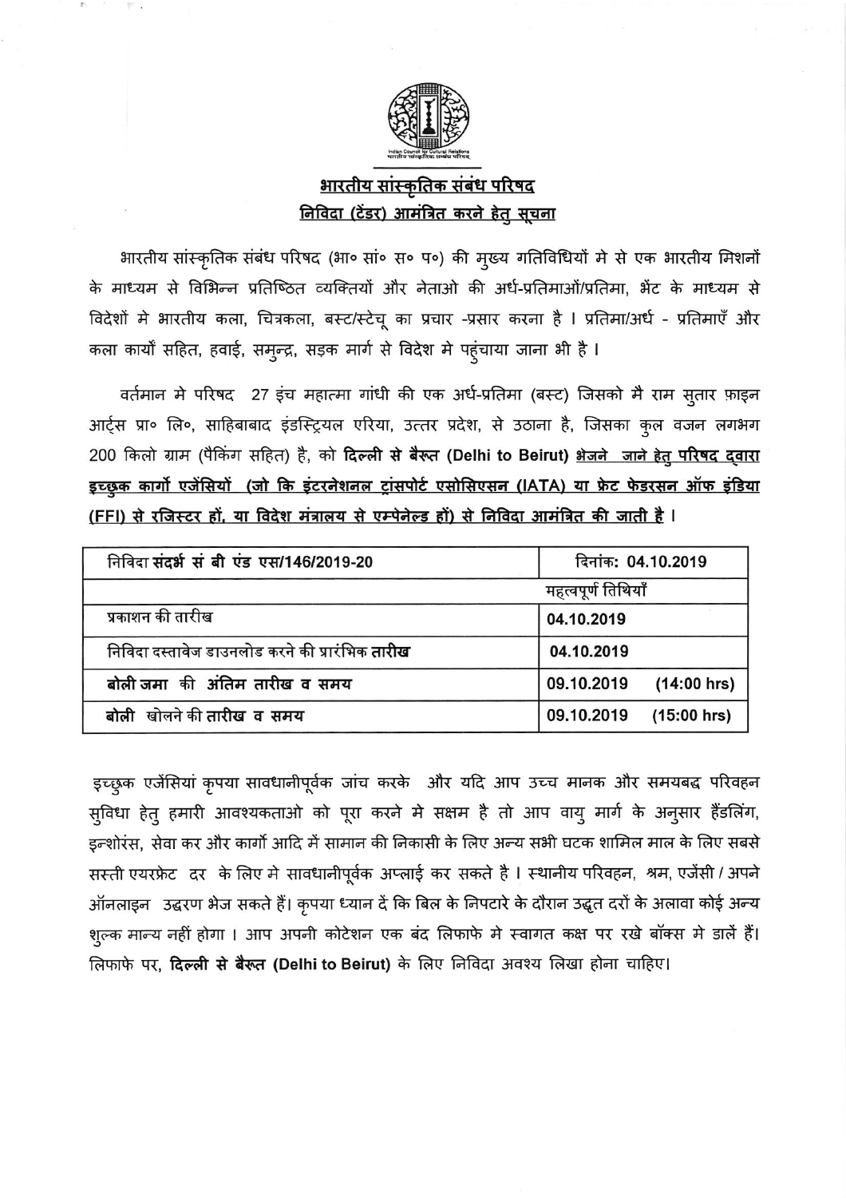# भारतीय सांस्कृतिक संबंध परिषद

## निविदा (टेंडर) आमंत्रित करने हेतु सूचना

भारतीय सांस्कृतिक संबंध परिषद (भा० सां० स० प०) की मुख्य गतिविधियों मे से एक भारतीय मिशनों के माध्यम से विभिन्न प्रतिष्ठित व्यक्तियों और नेताओ की अर्ध-प्रतिमाओं/प्रतिमा, भेंट के माध्यम से विदेशों मे भारतीय कला, चित्रकला, बस्ट/स्टेचू का प्रचार -प्रसार करना है । प्रतिमा/अर्ध - प्रतिमाएँ और कला कार्यों सहित, हवाई, समुन्द्र, सड़क मार्ग से विदेश मे पहुंचाया जाना भी है ।

वर्तमान मे परिषद 27 इंच महात्मा गांधी की एक अर्ध-प्रतिमा (बस्ट) जिसको मै राम सुतार फ़ाइन आर्ट्स प्रा० लि०, साहिबाबाद इंडस्ट्रियल एरिया, उत्तर प्रदेश, से उठाना है, जिसका कुल वजन लगभग 200 किलो ग्राम (पैकिंग सहित) है, को **दिल्ली से बैरूत (Delhi to Beirut)** **भेजने जाने हेतु परिषद द्वारा इच्छुक कार्गो एजेंसियों (जो कि इंटरनेशनल ट्रांसपोर्ट एसोसिएसन (IATA) या फ्रेट फेडरसन ऑफ इंडिया (FFI) से रजिस्टर हों, या विदेश मंत्रालय से एम्पेनेल्ड हों) से निविदा आमंत्रित की जाती है** ।

| निविदा **संदर्भ सं बी एंड एस/146/2019-20** | दिनांक: 04.10.2019 |
|---|---|
| | महत्वपूर्ण तिथियाँ |
| प्रकाशन की तारीख | 04.10.2019 |
| निविदा दस्तावेज डाउनलोड करने की प्रारंभिक **तारीख** | 04.10.2019 |
| **बोली जमा की अंतिम तारीख व समय** | 09.10.2019 (14:00 hrs) |
| **बोली** खोलने की **तारीख व समय** | 09.10.2019 (15:00 hrs) |

इच्छुक एजेंसियां कृपया सावधानीपूर्वक जांच करके और यदि आप उच्च मानक और समयबद्ध परिवहन सुविधा हेतु हमारी आवश्यकताओ को पूरा करने मे सक्षम है तो आप वायु मार्ग के अनुसार हैंडलिंग, इन्शोरेंस, सेवा कर और कार्गो आदि में सामान की निकासी के लिए अन्य सभी घटक शामिल माल के लिए सबसे सस्ती एयरफ्रेट दर के लिए मे सावधानीपूर्वक अप्लाई कर सकते है । स्थानीय परिवहन, श्रम, एजेंसी / अपने ऑनलाइन उद्धरण भेज सकते हैं। कृपया ध्यान दें कि बिल के निपटारे के दौरान उद्धृत दरों के अलावा कोई अन्य शुल्क मान्य नहीं होगा । आप अपनी कोटेशन एक बंद लिफाफे मे स्वागत कक्ष पर रखे बॉक्स मे डालें हैं। लिफाफे पर, **दिल्ली से बैरूत (Delhi to Beirut)** के लिए निविदा अवश्य लिखा होना चाहिए।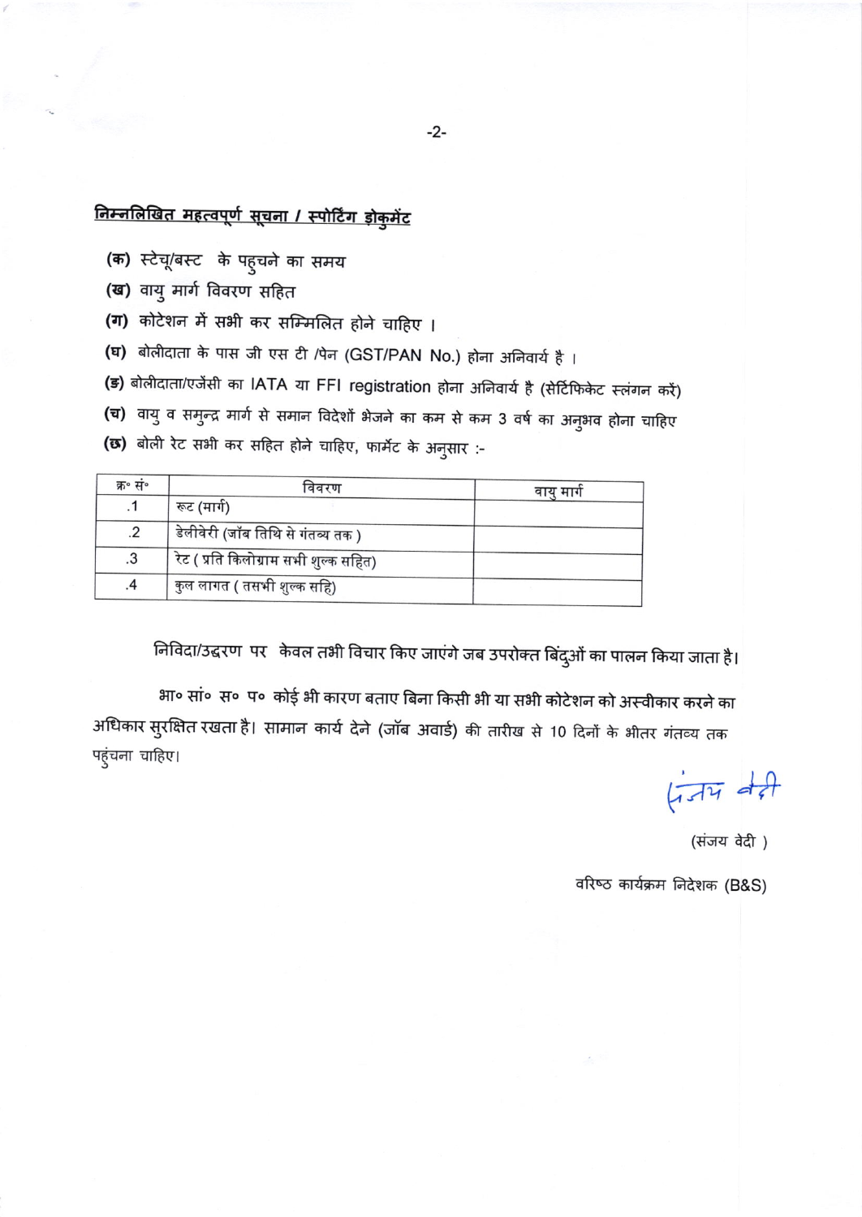**निम्नलिखित महत्वपूर्ण सूचना / स्पोर्टिंग डोकुमेंट**

**(क)** स्टेचू/बस्ट के पहुचने का समय

**(ख)** वायु मार्ग विवरण सहित

**(ग)** कोटेशन में सभी कर सम्मिलित होने चाहिए ।

**(घ)** बोलीदाता के पास जी एस टी /पेन (GST/PAN No.) होना अनिवार्य है ।

**(ङ)** बोलीदाता/एजेंसी का IATA या FFI registration होना अनिवार्य है (सेर्टिफिकेट स्लंगन करें)

**(च)** वायु व समुन्द्र मार्ग से समान विदेशों भेजने का कम से कम 3 वर्ष का अनुभव होना चाहिए

**(छ)** बोली रेट सभी कर सहित होने चाहिए, फार्मेट के अनुसार :-

| क्र० सं० | विवरण | वायु मार्ग |
|---|---|---|
| .1 | रूट (मार्ग) | |
| .2 | डेलीवेरी (जॉब तिथि से गंतव्य तक ) | |
| .3 | रेट ( प्रति किलोग्राम सभी शुल्क सहित) | |
| .4 | कुल लागत ( तसभी शुल्क सहि) | |

निविदा/उद्धरण पर केवल तभी विचार किए जाएंगे जब उपरोक्त बिंदुओं का पालन किया जाता है।

भा० सां० स० प० कोई भी कारण बताए बिना किसी भी या सभी कोटेशन को अस्वीकार करने का अधिकार सुरक्षित रखता है। सामान कार्य देने (जॉब अवार्ड) की तारीख से 10 दिनों के भीतर गंतव्य तक पहुंचना चाहिए।

संजय वेदी

(संजय वेदी )

वरिष्ठ कार्यक्रम निदेशक (B&S)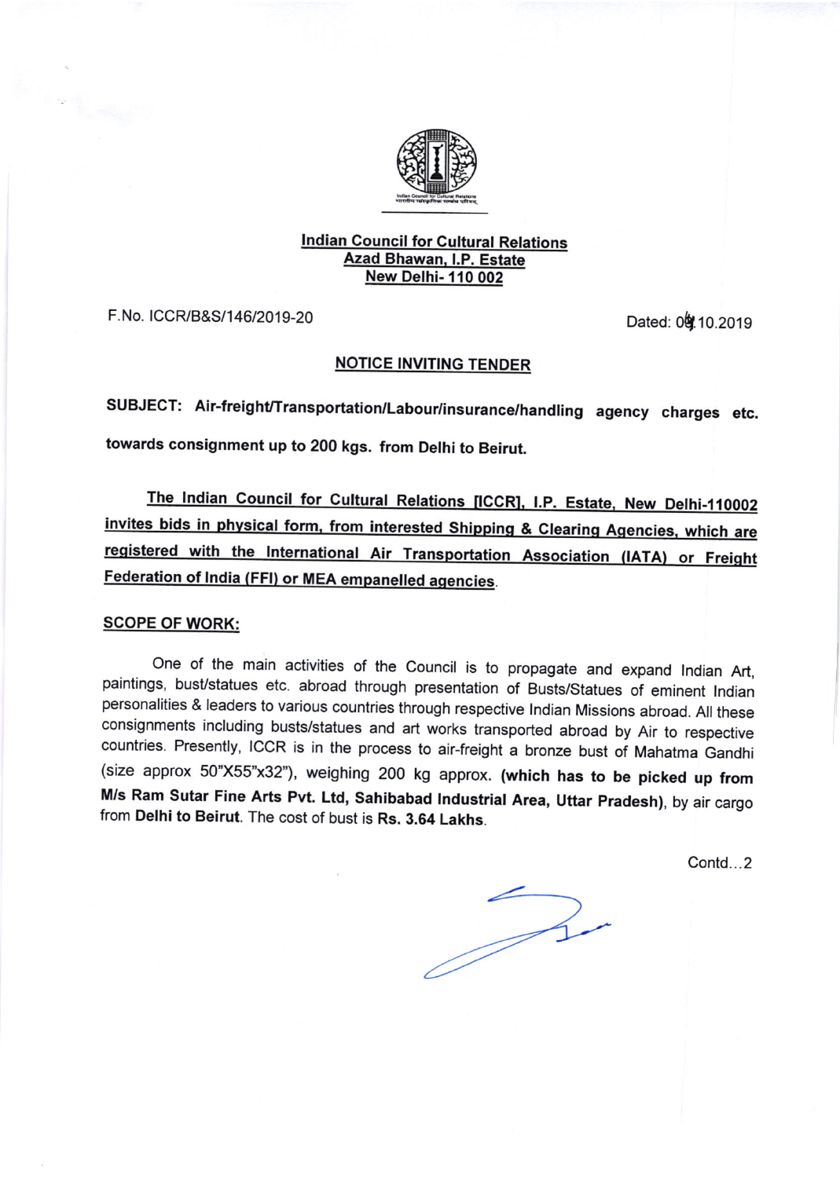**Indian Council for Cultural Relations**
**Azad Bhawan, I.P. Estate**
**New Delhi- 110 002**

F.No. ICCR/B&S/146/2019-20

Dated: 04.10.2019

## NOTICE INVITING TENDER

**SUBJECT: Air-freight/Transportation/Labour/insurance/handling agency charges etc. towards consignment up to 200 kgs. from Delhi to Beirut.**

The Indian Council for Cultural Relations [ICCR], I.P. Estate, New Delhi-110002 invites bids in physical form, from interested Shipping & Clearing Agencies, which are registered with the International Air Transportation Association (IATA) or Freight Federation of India (FFI) or MEA empanelled agencies.

### SCOPE OF WORK:

One of the main activities of the Council is to propagate and expand Indian Art, paintings, bust/statues etc. abroad through presentation of Busts/Statues of eminent Indian personalities & leaders to various countries through respective Indian Missions abroad. All these consignments including busts/statues and art works transported abroad by Air to respective countries. Presently, ICCR is in the process to air-freight a bronze bust of Mahatma Gandhi (size approx 50"X55"x32"), weighing 200 kg approx. **(which has to be picked up from M/s Ram Sutar Fine Arts Pvt. Ltd, Sahibabad Industrial Area, Uttar Pradesh)**, by air cargo from **Delhi to Beirut**. The cost of bust is **Rs. 3.64 Lakhs**.

Contd...2